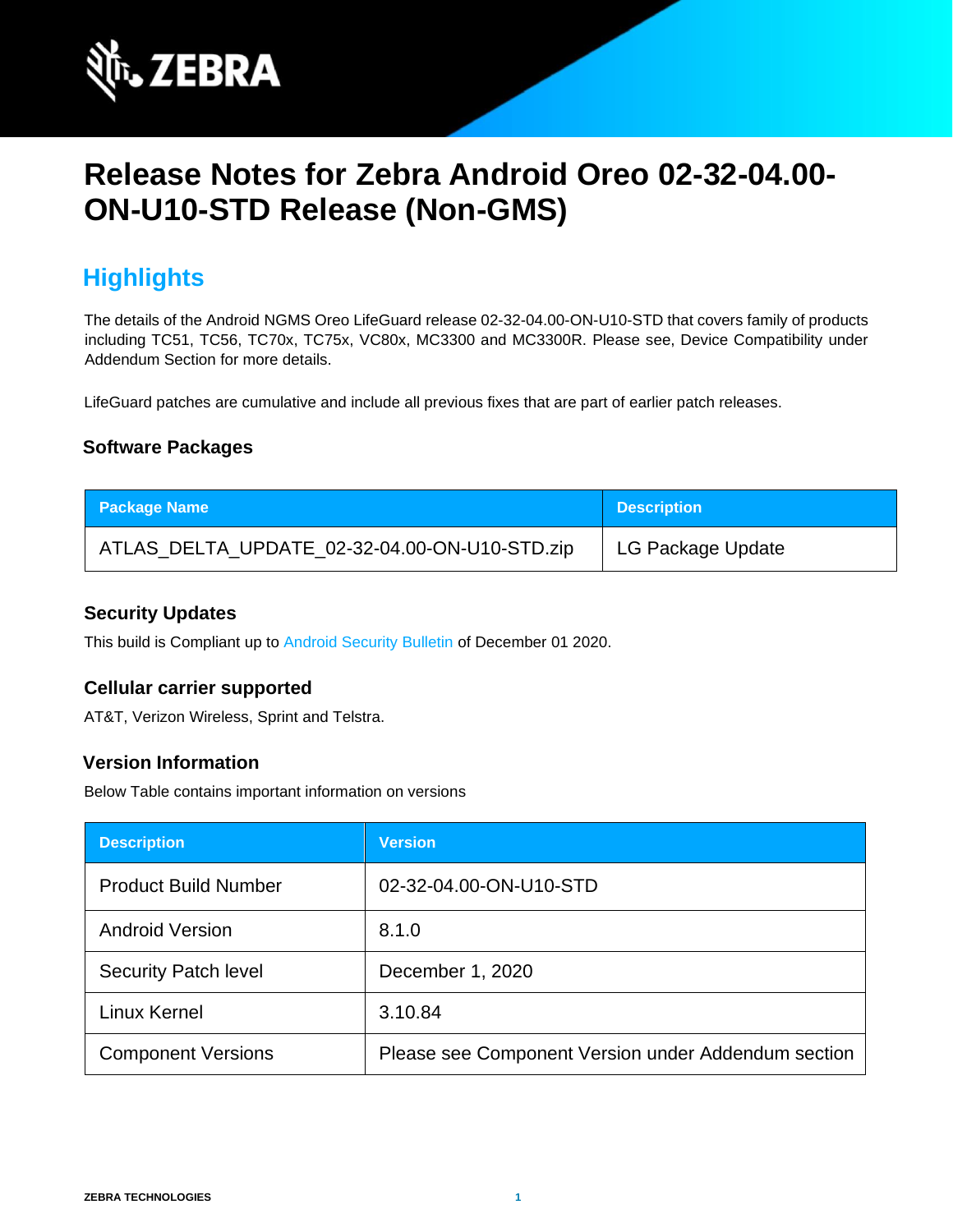# Release Notes for Zebra Android Oreo 02-32-04.00-ON-U10-STD Release (Non-GMS)

## Highlights

The details of the Android NGMS Oreo LifeGuard release 02-32-04.00-ON-U10-STD that covers family of products including TC51, TC56, TC70x, TC75x, VC80x, MC3300 and MC3300R. Please see, Device Compatibility under Addendum Section for more details.

LifeGuard patches are cumulative and include all previous fixes that are part of earlier patch releases.

### Software Packages

| Package Name | Description |
|---|---|
| ATLAS_DELTA_UPDATE_02-32-04.00-ON-U10-STD.zip | LG Package Update |

### Security Updates

This build is Compliant up to Android Security Bulletin of December 01 2020.

### Cellular carrier supported

AT&T, Verizon Wireless, Sprint and Telstra.

### Version Information

Below Table contains important information on versions

| Description | Version |
|---|---|
| Product Build Number | 02-32-04.00-ON-U10-STD |
| Android Version | 8.1.0 |
| Security Patch level | December 1, 2020 |
| Linux Kernel | 3.10.84 |
| Component Versions | Please see Component Version under Addendum section |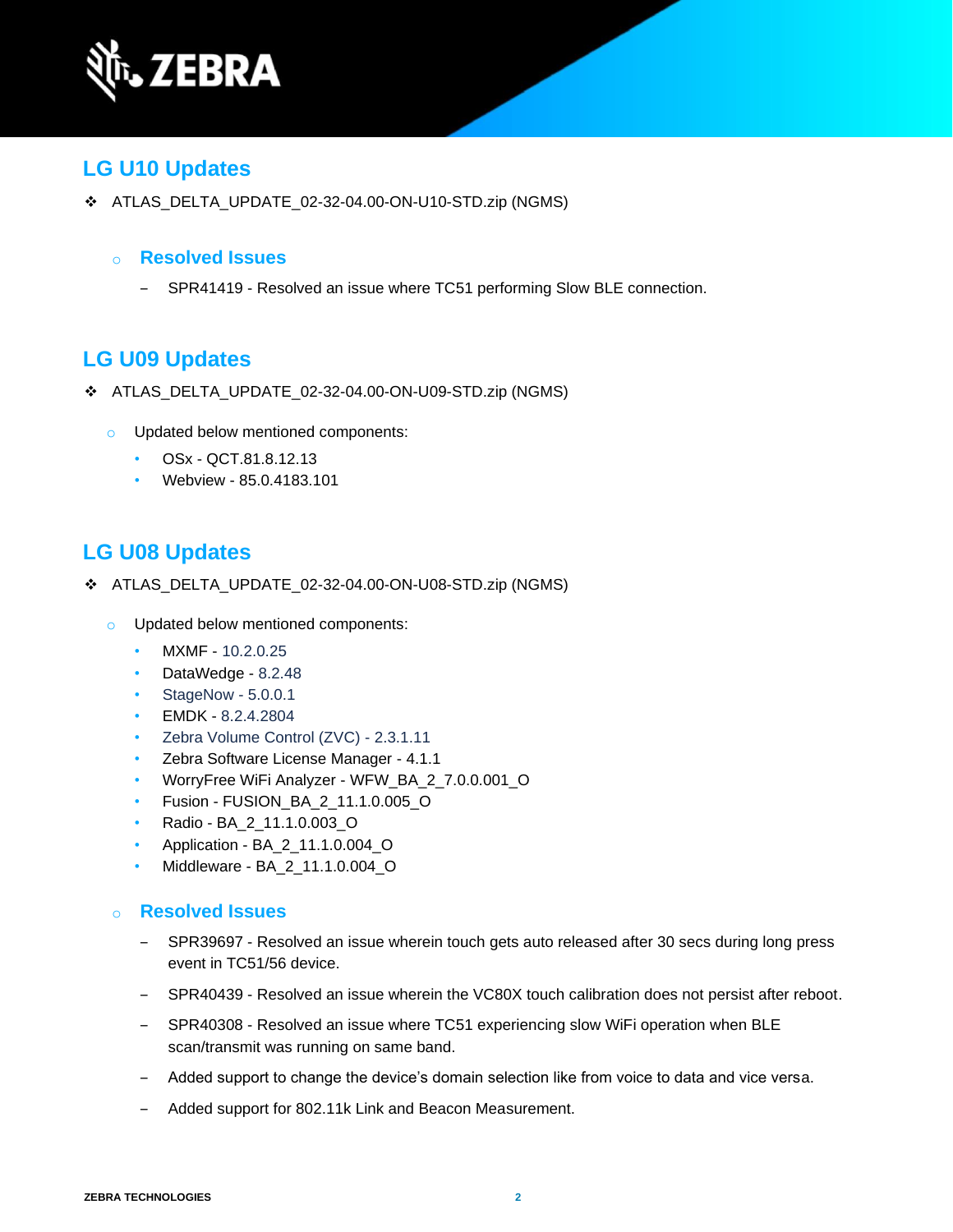## LG U10 Updates

- ATLAS_DELTA_UPDATE_02-32-04.00-ON-U10-STD.zip (NGMS)

  - ### Resolved Issues

    - SPR41419 - Resolved an issue where TC51 performing Slow BLE connection.

## LG U09 Updates

- ATLAS_DELTA_UPDATE_02-32-04.00-ON-U09-STD.zip (NGMS)

  - Updated below mentioned components:
    - OSx - QCT.81.8.12.13
    - Webview - 85.0.4183.101

## LG U08 Updates

- ATLAS_DELTA_UPDATE_02-32-04.00-ON-U08-STD.zip (NGMS)

  - Updated below mentioned components:
    - MXMF - 10.2.0.25
    - DataWedge - 8.2.48
    - StageNow - 5.0.0.1
    - EMDK - 8.2.4.2804
    - Zebra Volume Control (ZVC) - 2.3.1.11
    - Zebra Software License Manager - 4.1.1
    - WorryFree WiFi Analyzer - WFW_BA_2_7.0.0.001_O
    - Fusion - FUSION_BA_2_11.1.0.005_O
    - Radio - BA_2_11.1.0.003_O
    - Application - BA_2_11.1.0.004_O
    - Middleware - BA_2_11.1.0.004_O

  - ### Resolved Issues

    - SPR39697 - Resolved an issue wherein touch gets auto released after 30 secs during long press event in TC51/56 device.
    - SPR40439 - Resolved an issue wherein the VC80X touch calibration does not persist after reboot.
    - SPR40308 - Resolved an issue where TC51 experiencing slow WiFi operation when BLE scan/transmit was running on same band.
    - Added support to change the device's domain selection like from voice to data and vice versa.
    - Added support for 802.11k Link and Beacon Measurement.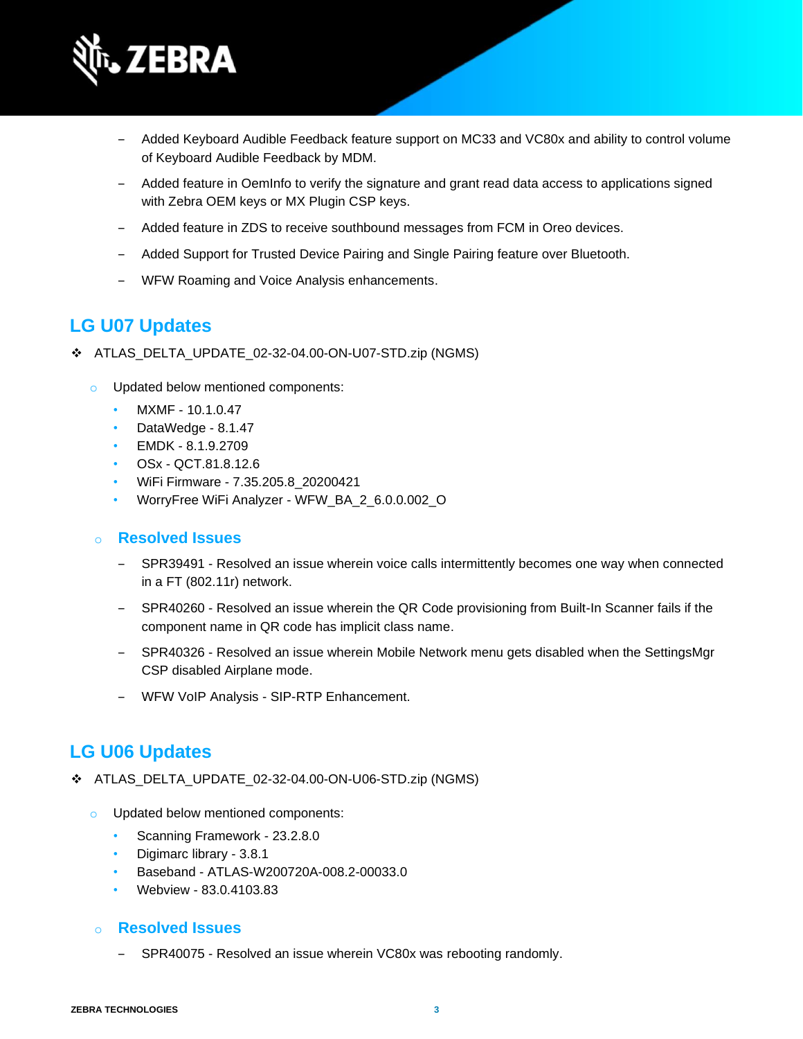- Added Keyboard Audible Feedback feature support on MC33 and VC80x and ability to control volume of Keyboard Audible Feedback by MDM.
- Added feature in OemInfo to verify the signature and grant read data access to applications signed with Zebra OEM keys or MX Plugin CSP keys.
- Added feature in ZDS to receive southbound messages from FCM in Oreo devices.
- Added Support for Trusted Device Pairing and Single Pairing feature over Bluetooth.
- WFW Roaming and Voice Analysis enhancements.

## LG U07 Updates

- ATLAS_DELTA_UPDATE_02-32-04.00-ON-U07-STD.zip (NGMS)
  - Updated below mentioned components:
    - MXMF - 10.1.0.47
    - DataWedge - 8.1.47
    - EMDK - 8.1.9.2709
    - OSx - QCT.81.8.12.6
    - WiFi Firmware - 7.35.205.8_20200421
    - WorryFree WiFi Analyzer - WFW_BA_2_6.0.0.002_O

### Resolved Issues

- SPR39491 - Resolved an issue wherein voice calls intermittently becomes one way when connected in a FT (802.11r) network.
- SPR40260 - Resolved an issue wherein the QR Code provisioning from Built-In Scanner fails if the component name in QR code has implicit class name.
- SPR40326 - Resolved an issue wherein Mobile Network menu gets disabled when the SettingsMgr CSP disabled Airplane mode.
- WFW VoIP Analysis - SIP-RTP Enhancement.

## LG U06 Updates

- ATLAS_DELTA_UPDATE_02-32-04.00-ON-U06-STD.zip (NGMS)
  - Updated below mentioned components:
    - Scanning Framework - 23.2.8.0
    - Digimarc library - 3.8.1
    - Baseband - ATLAS-W200720A-008.2-00033.0
    - Webview - 83.0.4103.83

### Resolved Issues

- SPR40075 - Resolved an issue wherein VC80x was rebooting randomly.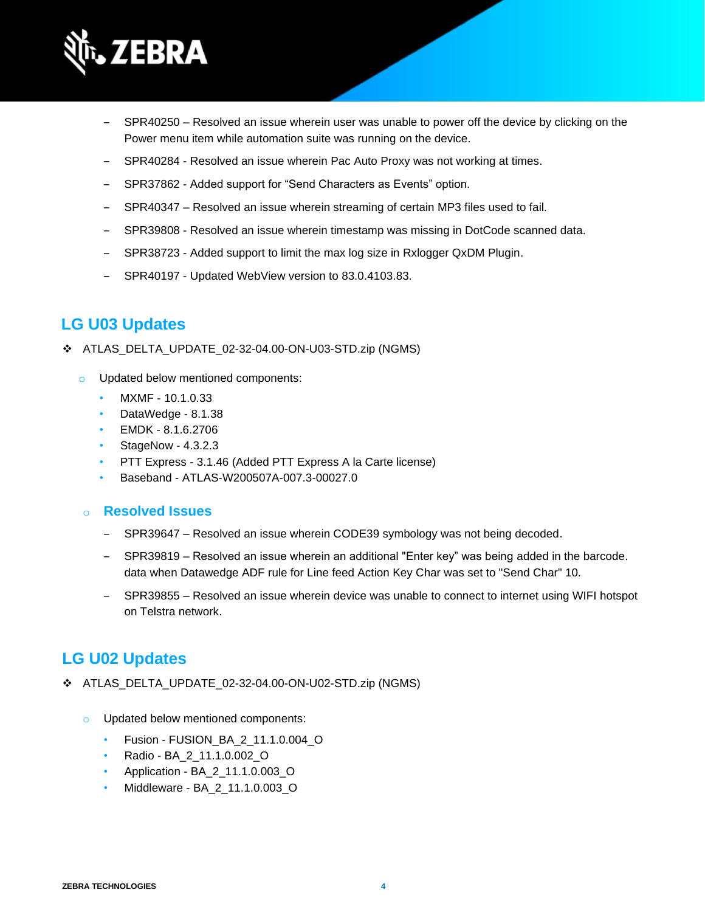- SPR40250 – Resolved an issue wherein user was unable to power off the device by clicking on the Power menu item while automation suite was running on the device.
- SPR40284 - Resolved an issue wherein Pac Auto Proxy was not working at times.
- SPR37862 - Added support for “Send Characters as Events” option.
- SPR40347 – Resolved an issue wherein streaming of certain MP3 files used to fail.
- SPR39808 - Resolved an issue wherein timestamp was missing in DotCode scanned data.
- SPR38723 - Added support to limit the max log size in Rxlogger QxDM Plugin.
- SPR40197 - Updated WebView version to 83.0.4103.83.

## LG U03 Updates

- ATLAS_DELTA_UPDATE_02-32-04.00-ON-U03-STD.zip (NGMS)
  - Updated below mentioned components:
    - MXMF - 10.1.0.33
    - DataWedge - 8.1.38
    - EMDK - 8.1.6.2706
    - StageNow - 4.3.2.3
    - PTT Express - 3.1.46 (Added PTT Express A la Carte license)
    - Baseband - ATLAS-W200507A-007.3-00027.0

### Resolved Issues

- SPR39647 – Resolved an issue wherein CODE39 symbology was not being decoded.
- SPR39819 – Resolved an issue wherein an additional "Enter key” was being added in the barcode. data when Datawedge ADF rule for Line feed Action Key Char was set to "Send Char" 10.
- SPR39855 – Resolved an issue wherein device was unable to connect to internet using WIFI hotspot on Telstra network.

## LG U02 Updates

- ATLAS_DELTA_UPDATE_02-32-04.00-ON-U02-STD.zip (NGMS)
  - Updated below mentioned components:
    - Fusion - FUSION_BA_2_11.1.0.004_O
    - Radio - BA_2_11.1.0.002_O
    - Application - BA_2_11.1.0.003_O
    - Middleware - BA_2_11.1.0.003_O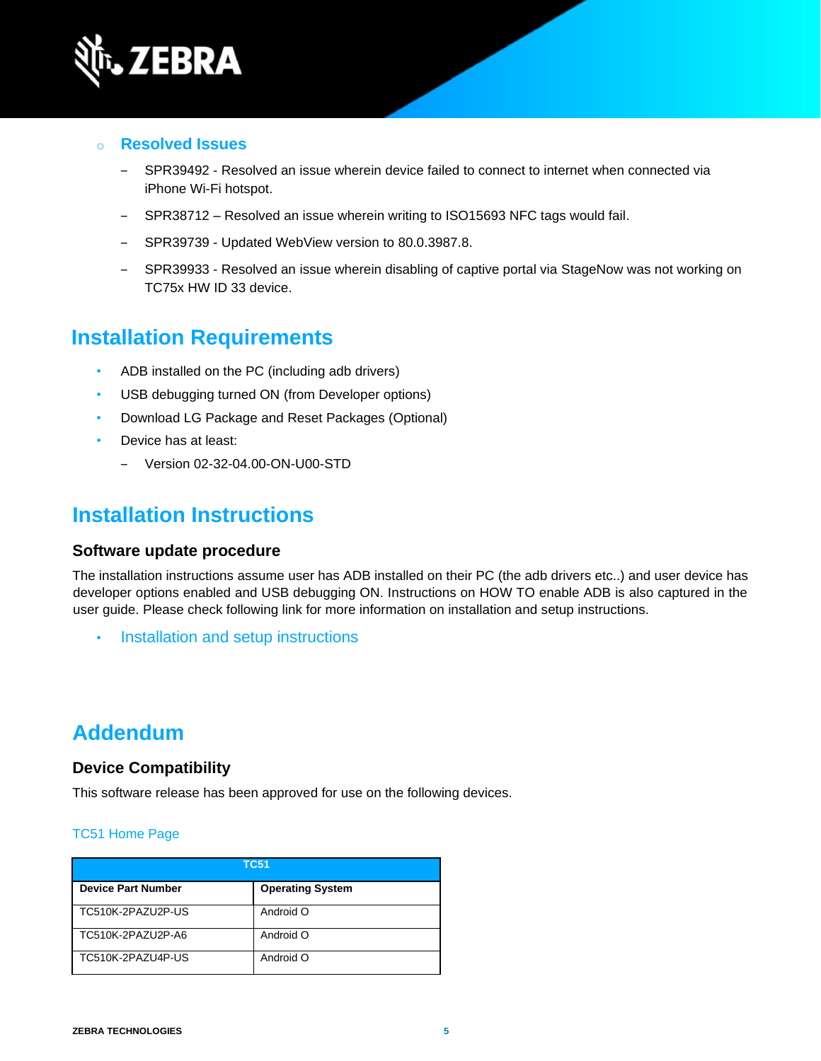- **Resolved Issues**
  - SPR39492 - Resolved an issue wherein device failed to connect to internet when connected via iPhone Wi-Fi hotspot.
  - SPR38712 – Resolved an issue wherein writing to ISO15693 NFC tags would fail.
  - SPR39739 - Updated WebView version to 80.0.3987.8.
  - SPR39933 - Resolved an issue wherein disabling of captive portal via StageNow was not working on TC75x HW ID 33 device.

# Installation Requirements

- ADB installed on the PC (including adb drivers)
- USB debugging turned ON (from Developer options)
- Download LG Package and Reset Packages (Optional)
- Device has at least:
  - Version 02-32-04.00-ON-U00-STD

# Installation Instructions

## Software update procedure

The installation instructions assume user has ADB installed on their PC (the adb drivers etc..) and user device has developer options enabled and USB debugging ON. Instructions on HOW TO enable ADB is also captured in the user guide. Please check following link for more information on installation and setup instructions.

- Installation and setup instructions

# Addendum

## Device Compatibility

This software release has been approved for use on the following devices.

TC51 Home Page

| TC51 | |
|---|---|
| **Device Part Number** | **Operating System** |
| TC510K-2PAZU2P-US | Android O |
| TC510K-2PAZU2P-A6 | Android O |
| TC510K-2PAZU4P-US | Android O |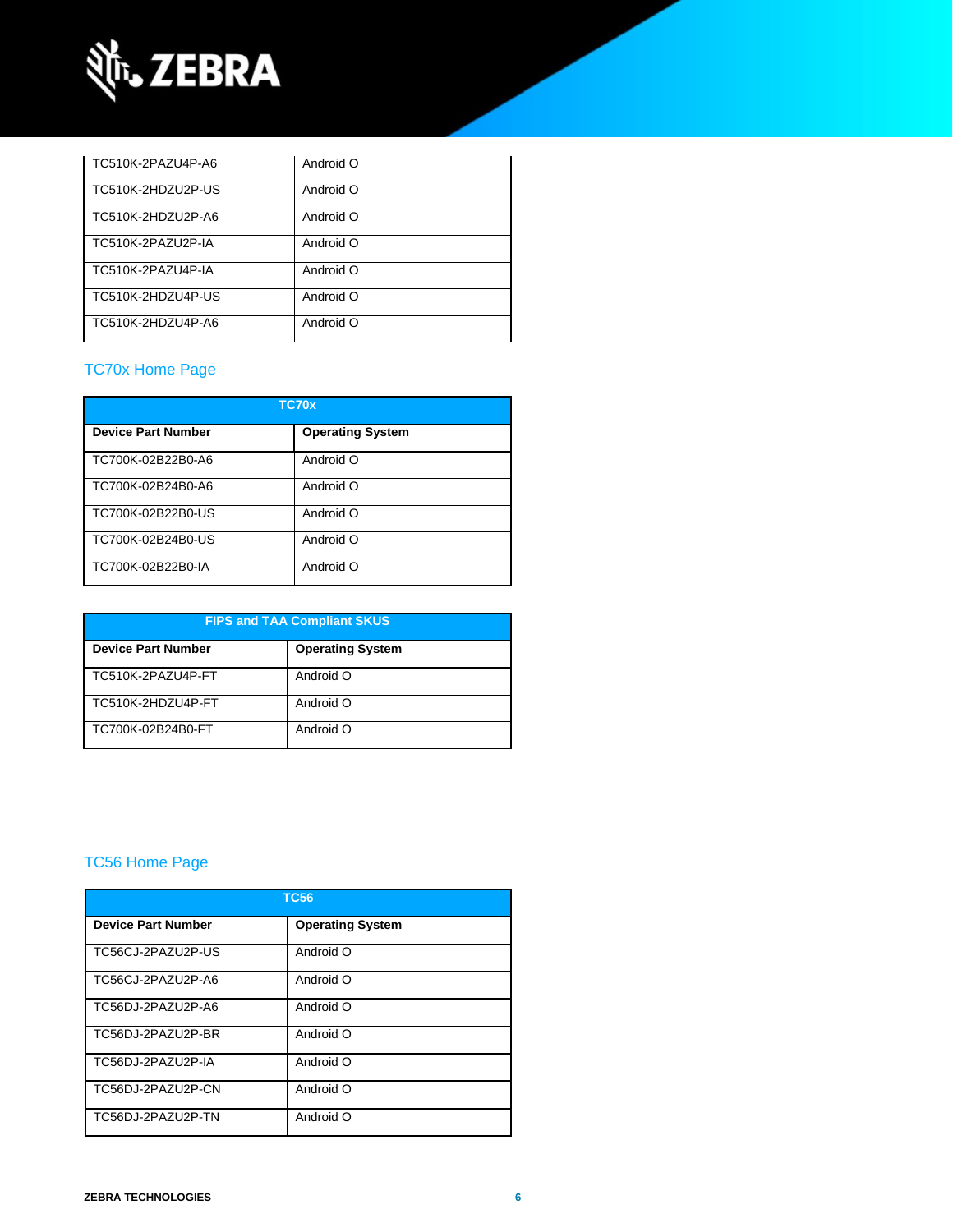| TC510K-2PAZU4P-A6 | Android O |
|---|---|
| TC510K-2HDZU2P-US | Android O |
| TC510K-2HDZU2P-A6 | Android O |
| TC510K-2PAZU2P-IA | Android O |
| TC510K-2PAZU4P-IA | Android O |
| TC510K-2HDZU4P-US | Android O |
| TC510K-2HDZU4P-A6 | Android O |

## TC70x Home Page

| TC70x | |
|---|---|
| **Device Part Number** | **Operating System** |
| TC700K-02B22B0-A6 | Android O |
| TC700K-02B24B0-A6 | Android O |
| TC700K-02B22B0-US | Android O |
| TC700K-02B24B0-US | Android O |
| TC700K-02B22B0-IA | Android O |

| FIPS and TAA Compliant SKUS | |
|---|---|
| **Device Part Number** | **Operating System** |
| TC510K-2PAZU4P-FT | Android O |
| TC510K-2HDZU4P-FT | Android O |
| TC700K-02B24B0-FT | Android O |

## TC56 Home Page

| TC56 | |
|---|---|
| **Device Part Number** | **Operating System** |
| TC56CJ-2PAZU2P-US | Android O |
| TC56CJ-2PAZU2P-A6 | Android O |
| TC56DJ-2PAZU2P-A6 | Android O |
| TC56DJ-2PAZU2P-BR | Android O |
| TC56DJ-2PAZU2P-IA | Android O |
| TC56DJ-2PAZU2P-CN | Android O |
| TC56DJ-2PAZU2P-TN | Android O |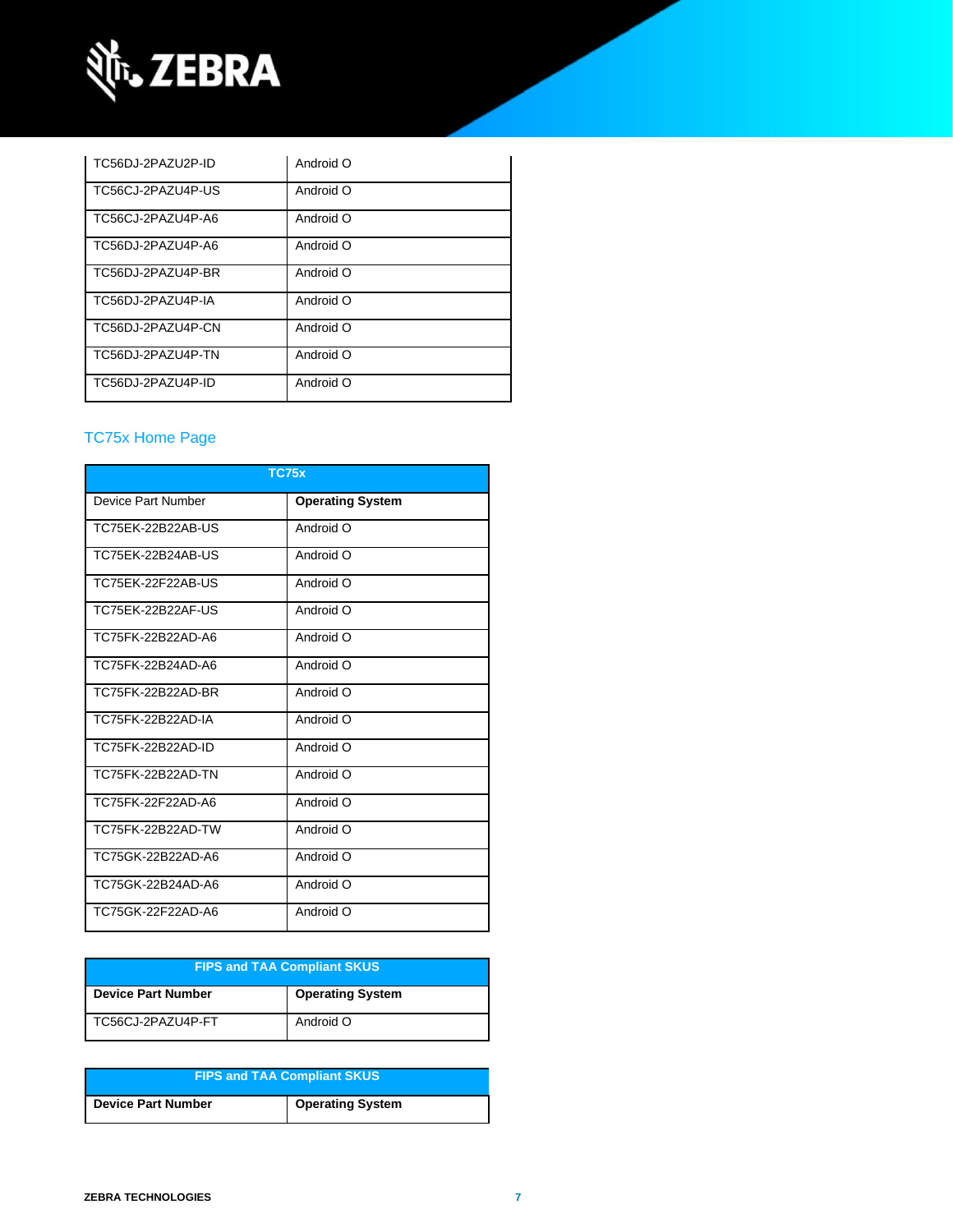| | |
|---|---|
| TC56DJ-2PAZU2P-ID | Android O |
| TC56CJ-2PAZU4P-US | Android O |
| TC56CJ-2PAZU4P-A6 | Android O |
| TC56DJ-2PAZU4P-A6 | Android O |
| TC56DJ-2PAZU4P-BR | Android O |
| TC56DJ-2PAZU4P-IA | Android O |
| TC56DJ-2PAZU4P-CN | Android O |
| TC56DJ-2PAZU4P-TN | Android O |
| TC56DJ-2PAZU4P-ID | Android O |

## TC75x Home Page

| TC75x | |
|---|---|
| Device Part Number | **Operating System** |
| TC75EK-22B22AB-US | Android O |
| TC75EK-22B24AB-US | Android O |
| TC75EK-22F22AB-US | Android O |
| TC75EK-22B22AF-US | Android O |
| TC75FK-22B22AD-A6 | Android O |
| TC75FK-22B24AD-A6 | Android O |
| TC75FK-22B22AD-BR | Android O |
| TC75FK-22B22AD-IA | Android O |
| TC75FK-22B22AD-ID | Android O |
| TC75FK-22B22AD-TN | Android O |
| TC75FK-22F22AD-A6 | Android O |
| TC75FK-22B22AD-TW | Android O |
| TC75GK-22B22AD-A6 | Android O |
| TC75GK-22B24AD-A6 | Android O |
| TC75GK-22F22AD-A6 | Android O |

| FIPS and TAA Compliant SKUS | |
|---|---|
| **Device Part Number** | **Operating System** |
| TC56CJ-2PAZU4P-FT | Android O |

| FIPS and TAA Compliant SKUS | |
|---|---|
| **Device Part Number** | **Operating System** |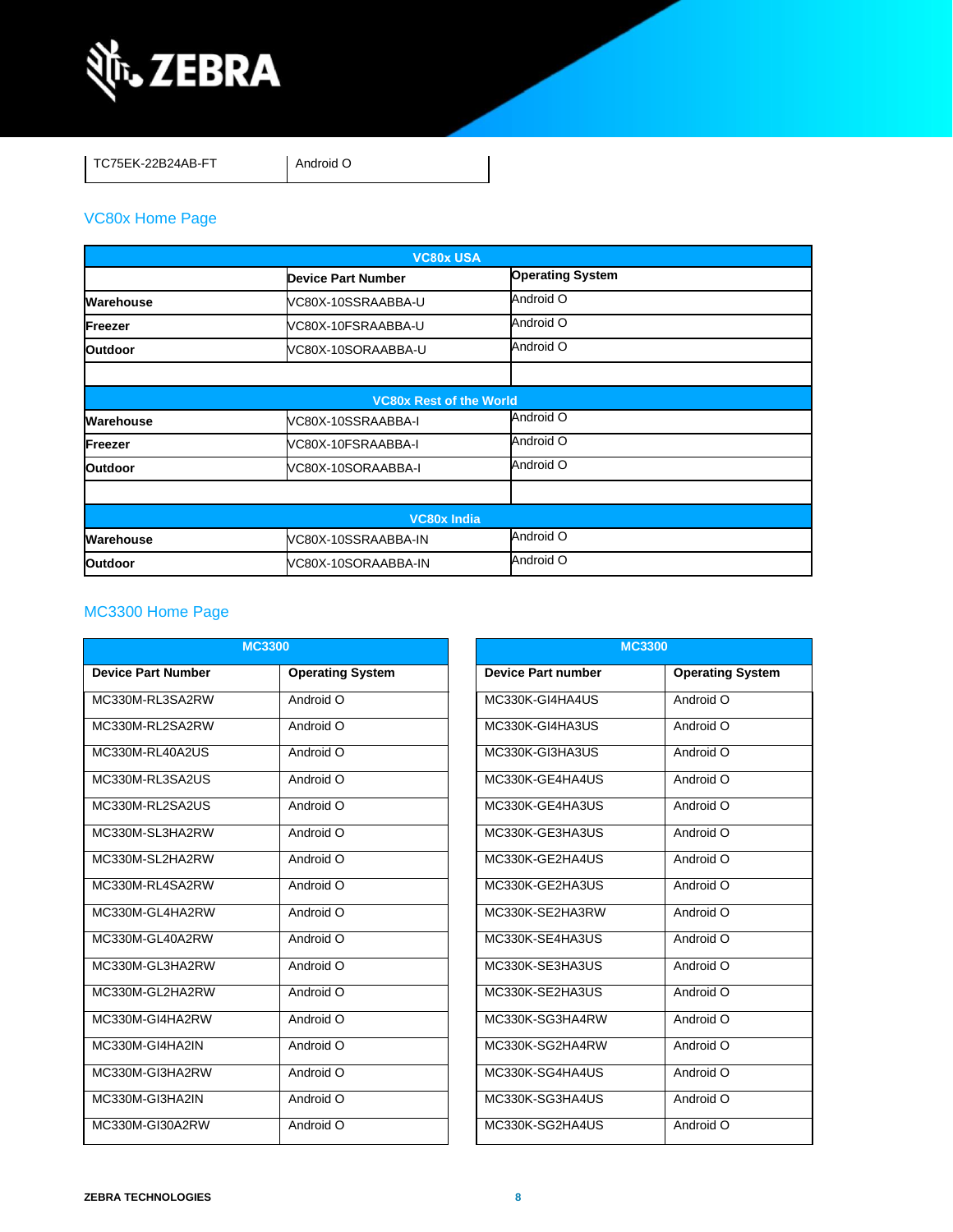| TC75EK-22B24AB-FT | Android O |
|---|---|

## VC80x Home Page

| VC80x USA | | |
|---|---|---|
| | **Device Part Number** | **Operating System** |
| **Warehouse** | VC80X-10SSRAABBA-U | Android O |
| **Freezer** | VC80X-10FSRAABBA-U | Android O |
| **Outdoor** | VC80X-10SORAABBA-U | Android O |
| | | |
| **VC80x Rest of the World** | | |
| **Warehouse** | VC80X-10SSRAABBA-I | Android O |
| **Freezer** | VC80X-10FSRAABBA-I | Android O |
| **Outdoor** | VC80X-10SORAABBA-I | Android O |
| | | |
| **VC80x India** | | |
| **Warehouse** | VC80X-10SSRAABBA-IN | Android O |
| **Outdoor** | VC80X-10SORAABBA-IN | Android O |

## MC3300 Home Page

| MC3300 | |
|---|---|
| **Device Part Number** | **Operating System** |
| MC330M-RL3SA2RW | Android O |
| MC330M-RL2SA2RW | Android O |
| MC330M-RL40A2US | Android O |
| MC330M-RL3SA2US | Android O |
| MC330M-RL2SA2US | Android O |
| MC330M-SL3HA2RW | Android O |
| MC330M-SL2HA2RW | Android O |
| MC330M-RL4SA2RW | Android O |
| MC330M-GL4HA2RW | Android O |
| MC330M-GL40A2RW | Android O |
| MC330M-GL3HA2RW | Android O |
| MC330M-GL2HA2RW | Android O |
| MC330M-GI4HA2RW | Android O |
| MC330M-GI4HA2IN | Android O |
| MC330M-GI3HA2RW | Android O |
| MC330M-GI3HA2IN | Android O |
| MC330M-GI30A2RW | Android O |

| MC3300 | |
|---|---|
| **Device Part number** | **Operating System** |
| MC330K-GI4HA4US | Android O |
| MC330K-GI4HA3US | Android O |
| MC330K-GI3HA3US | Android O |
| MC330K-GE4HA4US | Android O |
| MC330K-GE4HA3US | Android O |
| MC330K-GE3HA3US | Android O |
| MC330K-GE2HA4US | Android O |
| MC330K-GE2HA3US | Android O |
| MC330K-SE2HA3RW | Android O |
| MC330K-SE4HA3US | Android O |
| MC330K-SE3HA3US | Android O |
| MC330K-SE2HA3US | Android O |
| MC330K-SG3HA4RW | Android O |
| MC330K-SG2HA4RW | Android O |
| MC330K-SG4HA4US | Android O |
| MC330K-SG3HA4US | Android O |
| MC330K-SG2HA4US | Android O |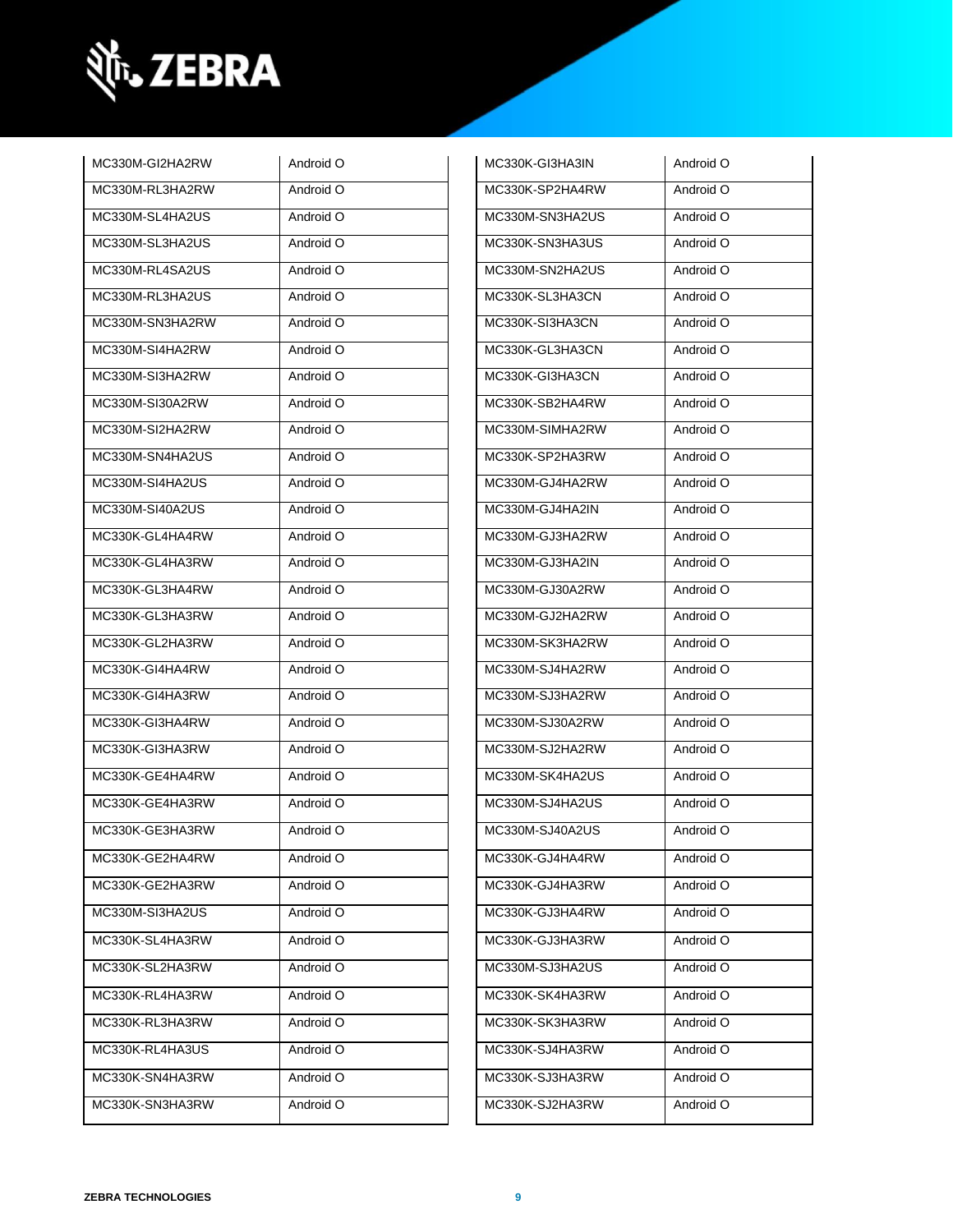| MC330M-GI2HA2RW | Android O |
|---|---|
| MC330M-RL3HA2RW | Android O |
| MC330M-SL4HA2US | Android O |
| MC330M-SL3HA2US | Android O |
| MC330M-RL4SA2US | Android O |
| MC330M-RL3HA2US | Android O |
| MC330M-SN3HA2RW | Android O |
| MC330M-SI4HA2RW | Android O |
| MC330M-SI3HA2RW | Android O |
| MC330M-SI30A2RW | Android O |
| MC330M-SI2HA2RW | Android O |
| MC330M-SN4HA2US | Android O |
| MC330M-SI4HA2US | Android O |
| MC330M-SI40A2US | Android O |
| MC330K-GL4HA4RW | Android O |
| MC330K-GL4HA3RW | Android O |
| MC330K-GL3HA4RW | Android O |
| MC330K-GL3HA3RW | Android O |
| MC330K-GL2HA3RW | Android O |
| MC330K-GI4HA4RW | Android O |
| MC330K-GI4HA3RW | Android O |
| MC330K-GI3HA4RW | Android O |
| MC330K-GI3HA3RW | Android O |
| MC330K-GE4HA4RW | Android O |
| MC330K-GE4HA3RW | Android O |
| MC330K-GE3HA3RW | Android O |
| MC330K-GE2HA4RW | Android O |
| MC330K-GE2HA3RW | Android O |
| MC330M-SI3HA2US | Android O |
| MC330K-SL4HA3RW | Android O |
| MC330K-SL2HA3RW | Android O |
| MC330K-RL4HA3RW | Android O |
| MC330K-RL3HA3RW | Android O |
| MC330K-RL4HA3US | Android O |
| MC330K-SN4HA3RW | Android O |
| MC330K-SN3HA3RW | Android O |

| MC330K-GI3HA3IN | Android O |
|---|---|
| MC330K-SP2HA4RW | Android O |
| MC330M-SN3HA2US | Android O |
| MC330K-SN3HA3US | Android O |
| MC330M-SN2HA2US | Android O |
| MC330K-SL3HA3CN | Android O |
| MC330K-SI3HA3CN | Android O |
| MC330K-GL3HA3CN | Android O |
| MC330K-GI3HA3CN | Android O |
| MC330K-SB2HA4RW | Android O |
| MC330M-SIMHA2RW | Android O |
| MC330K-SP2HA3RW | Android O |
| MC330M-GJ4HA2RW | Android O |
| MC330M-GJ4HA2IN | Android O |
| MC330M-GJ3HA2RW | Android O |
| MC330M-GJ3HA2IN | Android O |
| MC330M-GJ30A2RW | Android O |
| MC330M-GJ2HA2RW | Android O |
| MC330M-SK3HA2RW | Android O |
| MC330M-SJ4HA2RW | Android O |
| MC330M-SJ3HA2RW | Android O |
| MC330M-SJ30A2RW | Android O |
| MC330M-SJ2HA2RW | Android O |
| MC330M-SK4HA2US | Android O |
| MC330M-SJ4HA2US | Android O |
| MC330M-SJ40A2US | Android O |
| MC330K-GJ4HA4RW | Android O |
| MC330K-GJ4HA3RW | Android O |
| MC330K-GJ3HA4RW | Android O |
| MC330K-GJ3HA3RW | Android O |
| MC330M-SJ3HA2US | Android O |
| MC330K-SK4HA3RW | Android O |
| MC330K-SK3HA3RW | Android O |
| MC330K-SJ4HA3RW | Android O |
| MC330K-SJ3HA3RW | Android O |
| MC330K-SJ2HA3RW | Android O |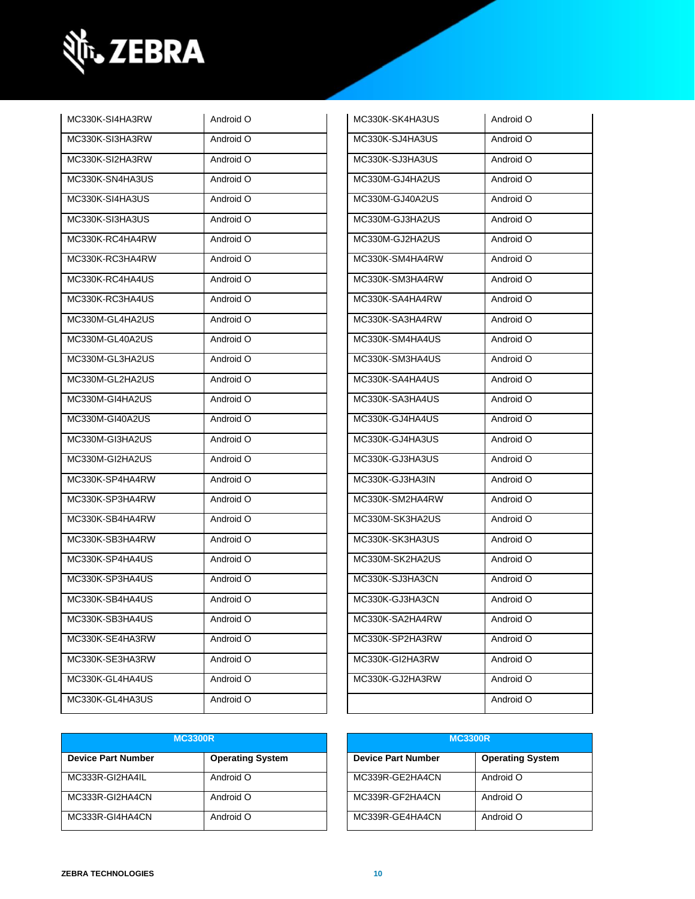| | |
|---|---|
| MC330K-SI4HA3RW | Android O |
| MC330K-SI3HA3RW | Android O |
| MC330K-SI2HA3RW | Android O |
| MC330K-SN4HA3US | Android O |
| MC330K-SI4HA3US | Android O |
| MC330K-SI3HA3US | Android O |
| MC330K-RC4HA4RW | Android O |
| MC330K-RC3HA4RW | Android O |
| MC330K-RC4HA4US | Android O |
| MC330K-RC3HA4US | Android O |
| MC330M-GL4HA2US | Android O |
| MC330M-GL40A2US | Android O |
| MC330M-GL3HA2US | Android O |
| MC330M-GL2HA2US | Android O |
| MC330M-GI4HA2US | Android O |
| MC330M-GI40A2US | Android O |
| MC330M-GI3HA2US | Android O |
| MC330M-GI2HA2US | Android O |
| MC330K-SP4HA4RW | Android O |
| MC330K-SP3HA4RW | Android O |
| MC330K-SB4HA4RW | Android O |
| MC330K-SB3HA4RW | Android O |
| MC330K-SP4HA4US | Android O |
| MC330K-SP3HA4US | Android O |
| MC330K-SB4HA4US | Android O |
| MC330K-SB3HA4US | Android O |
| MC330K-SE4HA3RW | Android O |
| MC330K-SE3HA3RW | Android O |
| MC330K-GL4HA4US | Android O |
| MC330K-GL4HA3US | Android O |

| | |
|---|---|
| MC330K-SK4HA3US | Android O |
| MC330K-SJ4HA3US | Android O |
| MC330K-SJ3HA3US | Android O |
| MC330M-GJ4HA2US | Android O |
| MC330M-GJ40A2US | Android O |
| MC330M-GJ3HA2US | Android O |
| MC330M-GJ2HA2US | Android O |
| MC330K-SM4HA4RW | Android O |
| MC330K-SM3HA4RW | Android O |
| MC330K-SA4HA4RW | Android O |
| MC330K-SA3HA4RW | Android O |
| MC330K-SM4HA4US | Android O |
| MC330K-SM3HA4US | Android O |
| MC330K-SA4HA4US | Android O |
| MC330K-SA3HA4US | Android O |
| MC330K-GJ4HA4US | Android O |
| MC330K-GJ4HA3US | Android O |
| MC330K-GJ3HA3US | Android O |
| MC330K-GJ3HA3IN | Android O |
| MC330K-SM2HA4RW | Android O |
| MC330M-SK3HA2US | Android O |
| MC330K-SK3HA3US | Android O |
| MC330M-SK2HA2US | Android O |
| MC330K-SJ3HA3CN | Android O |
| MC330K-GJ3HA3CN | Android O |
| MC330K-SA2HA4RW | Android O |
| MC330K-SP2HA3RW | Android O |
| MC330K-GI2HA3RW | Android O |
| MC330K-GJ2HA3RW | Android O |
| | Android O |

| MC3300R | |
|---|---|
| **Device Part Number** | **Operating System** |
| MC333R-GI2HA4IL | Android O |
| MC333R-GI2HA4CN | Android O |
| MC333R-GI4HA4CN | Android O |

| MC3300R | |
|---|---|
| **Device Part Number** | **Operating System** |
| MC339R-GE2HA4CN | Android O |
| MC339R-GF2HA4CN | Android O |
| MC339R-GE4HA4CN | Android O |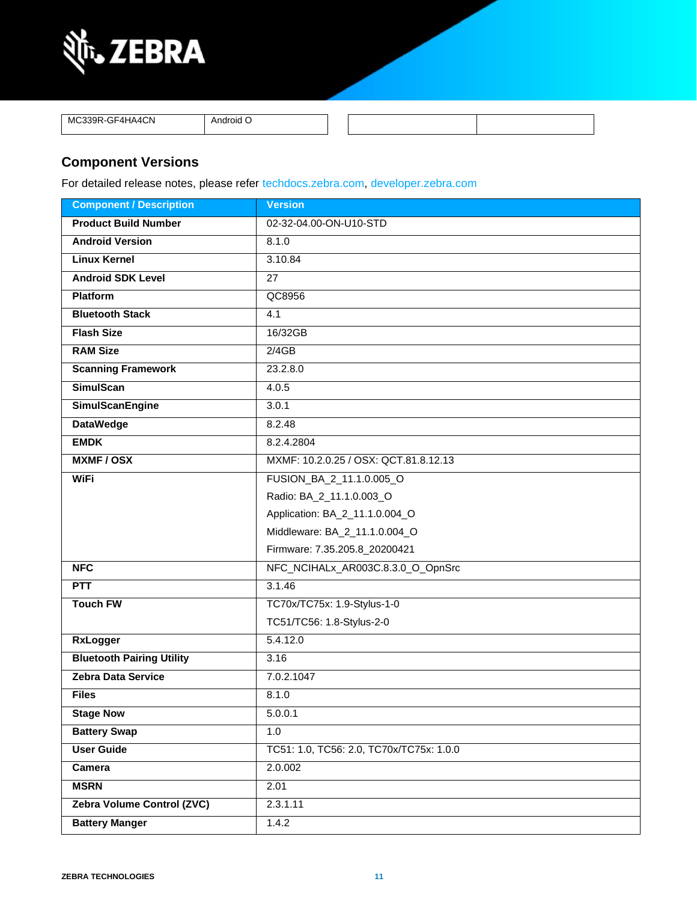| MC339R-GF4HA4CN | Android O |
|---|---|

| | |
|---|---|

## Component Versions

For detailed release notes, please refer techdocs.zebra.com, developer.zebra.com

| Component / Description | Version |
|---|---|
| **Product Build Number** | 02-32-04.00-ON-U10-STD |
| **Android Version** | 8.1.0 |
| **Linux Kernel** | 3.10.84 |
| **Android SDK Level** | 27 |
| **Platform** | QC8956 |
| **Bluetooth Stack** | 4.1 |
| **Flash Size** | 16/32GB |
| **RAM Size** | 2/4GB |
| **Scanning Framework** | 23.2.8.0 |
| **SimulScan** | 4.0.5 |
| **SimulScanEngine** | 3.0.1 |
| **DataWedge** | 8.2.48 |
| **EMDK** | 8.2.4.2804 |
| **MXMF / OSX** | MXMF: 10.2.0.25 / OSX: QCT.81.8.12.13 |
| **WiFi** | FUSION_BA_2_11.1.0.005_O<br>Radio: BA_2_11.1.0.003_O<br>Application: BA_2_11.1.0.004_O<br>Middleware: BA_2_11.1.0.004_O<br>Firmware: 7.35.205.8_20200421 |
| **NFC** | NFC_NCIHALx_AR003C.8.3.0_O_OpnSrc |
| **PTT** | 3.1.46 |
| **Touch FW** | TC70x/TC75x: 1.9-Stylus-1-0<br>TC51/TC56: 1.8-Stylus-2-0 |
| **RxLogger** | 5.4.12.0 |
| **Bluetooth Pairing Utility** | 3.16 |
| **Zebra Data Service** | 7.0.2.1047 |
| **Files** | 8.1.0 |
| **Stage Now** | 5.0.0.1 |
| **Battery Swap** | 1.0 |
| **User Guide** | TC51: 1.0, TC56: 2.0, TC70x/TC75x: 1.0.0 |
| **Camera** | 2.0.002 |
| **MSRN** | 2.01 |
| **Zebra Volume Control (ZVC)** | 2.3.1.11 |
| **Battery Manger** | 1.4.2 |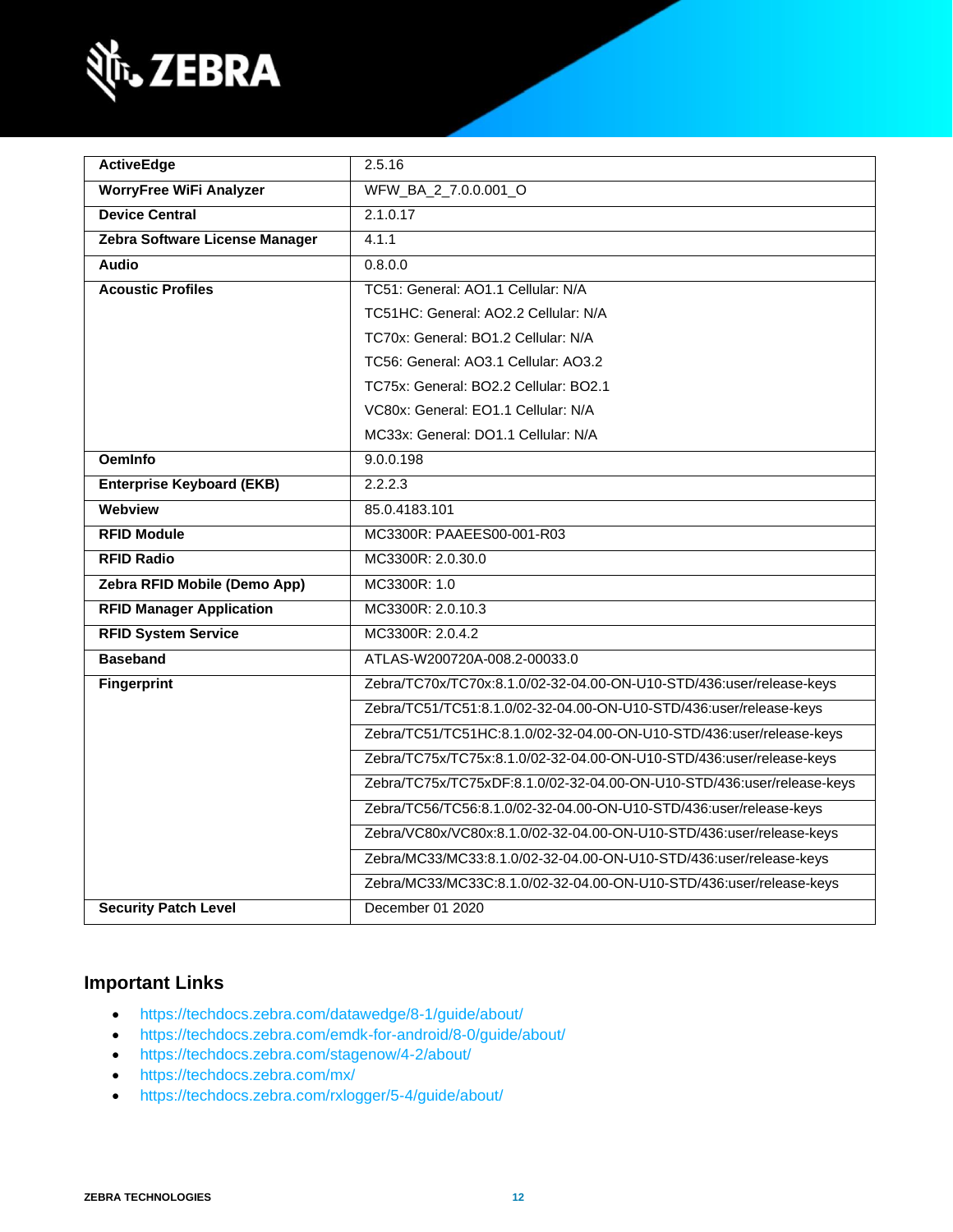| | |
|---|---|
| **ActiveEdge** | 2.5.16 |
| **WorryFree WiFi Analyzer** | WFW_BA_2_7.0.0.001_O |
| **Device Central** | 2.1.0.17 |
| **Zebra Software License Manager** | 4.1.1 |
| **Audio** | 0.8.0.0 |
| **Acoustic Profiles** | TC51: General: AO1.1 Cellular: N/A<br>TC51HC: General: AO2.2 Cellular: N/A<br>TC70x: General: BO1.2 Cellular: N/A<br>TC56: General: AO3.1 Cellular: AO3.2<br>TC75x: General: BO2.2 Cellular: BO2.1<br>VC80x: General: EO1.1 Cellular: N/A<br>MC33x: General: DO1.1 Cellular: N/A |
| **OemInfo** | 9.0.0.198 |
| **Enterprise Keyboard (EKB)** | 2.2.2.3 |
| **Webview** | 85.0.4183.101 |
| **RFID Module** | MC3300R: PAAEES00-001-R03 |
| **RFID Radio** | MC3300R: 2.0.30.0 |
| **Zebra RFID Mobile (Demo App)** | MC3300R: 1.0 |
| **RFID Manager Application** | MC3300R: 2.0.10.3 |
| **RFID System Service** | MC3300R: 2.0.4.2 |
| **Baseband** | ATLAS-W200720A-008.2-00033.0 |
| **Fingerprint** | Zebra/TC70x/TC70x:8.1.0/02-32-04.00-ON-U10-STD/436:user/release-keys |
| | Zebra/TC51/TC51:8.1.0/02-32-04.00-ON-U10-STD/436:user/release-keys |
| | Zebra/TC51/TC51HC:8.1.0/02-32-04.00-ON-U10-STD/436:user/release-keys |
| | Zebra/TC75x/TC75x:8.1.0/02-32-04.00-ON-U10-STD/436:user/release-keys |
| | Zebra/TC75x/TC75xDF:8.1.0/02-32-04.00-ON-U10-STD/436:user/release-keys |
| | Zebra/TC56/TC56:8.1.0/02-32-04.00-ON-U10-STD/436:user/release-keys |
| | Zebra/VC80x/VC80x:8.1.0/02-32-04.00-ON-U10-STD/436:user/release-keys |
| | Zebra/MC33/MC33:8.1.0/02-32-04.00-ON-U10-STD/436:user/release-keys |
| | Zebra/MC33/MC33C:8.1.0/02-32-04.00-ON-U10-STD/436:user/release-keys |
| **Security Patch Level** | December 01 2020 |

## Important Links

- https://techdocs.zebra.com/datawedge/8-1/guide/about/
- https://techdocs.zebra.com/emdk-for-android/8-0/guide/about/
- https://techdocs.zebra.com/stagenow/4-2/about/
- https://techdocs.zebra.com/mx/
- https://techdocs.zebra.com/rxlogger/5-4/guide/about/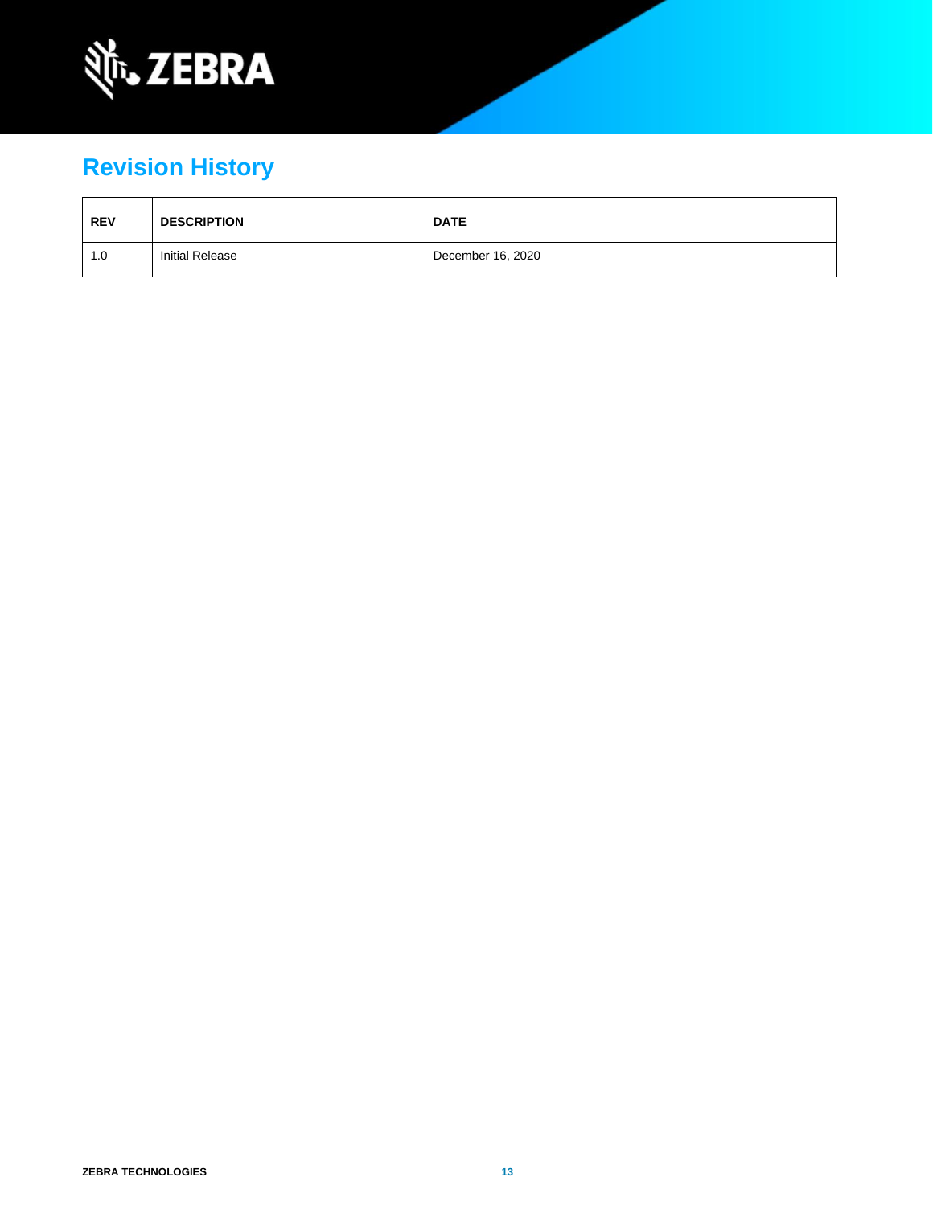## Revision History

| REV | DESCRIPTION | DATE |
| --- | --- | --- |
| 1.0 | Initial Release | December 16, 2020 |